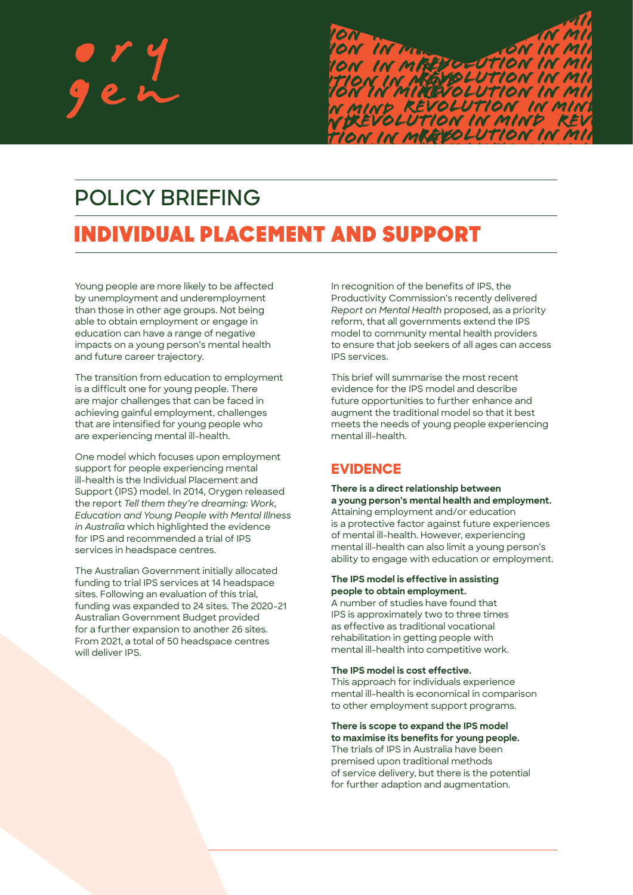# POLICY BRIEFING

# INDIVIDUAL PLACEMENT AND SUPPORT

Young people are more likely to be affected by unemployment and underemployment than those in other age groups. Not being able to obtain employment or engage in education can have a range of negative impacts on a young person's mental health and future career trajectory.

The transition from education to employment is a difficult one for young people. There are major challenges that can be faced in achieving gainful employment, challenges that are intensified for young people who are experiencing mental ill-health.

One model which focuses upon employment support for people experiencing mental ill-health is the Individual Placement and Support (IPS) model. In 2014, Orygen released the report *Tell them they're dreaming: Work, Education and Young People with Mental Illness in Australia* which highlighted the evidence for IPS and recommended a trial of IPS services in headspace centres.

The Australian Government initially allocated funding to trial IPS services at 14 headspace sites. Following an evaluation of this trial, funding was expanded to 24 sites. The 2020-21 Australian Government Budget provided for a further expansion to another 26 sites. From 2021, a total of 50 headspace centres will deliver IPS.

In recognition of the benefits of IPS, the Productivity Commission's recently delivered *Report on Mental Health* proposed, as a priority reform, that all governments extend the IPS model to community mental health providers to ensure that job seekers of all ages can access IPS services.

This brief will summarise the most recent evidence for the IPS model and describe future opportunities to further enhance and augment the traditional model so that it best meets the needs of young people experiencing mental ill-health.

## EVIDENCE

**There is a direct relationship between a young person's mental health and employment.** Attaining employment and/or education is a protective factor against future experiences of mental ill-health. However, experiencing mental ill-health can also limit a young person's ability to engage with education or employment.

**The IPS model is effective in assisting people to obtain employment.** A number of studies have found that IPS is approximately two to three times as effective as traditional vocational rehabilitation in getting people with mental ill-health into competitive work.

**The IPS model is cost effective.** This approach for individuals experience mental ill-health is economical in comparison to other employment support programs.

**There is scope to expand the IPS model to maximise its benefits for young people.** The trials of IPS in Australia have been premised upon traditional methods of service delivery, but there is the potential for further adaption and augmentation.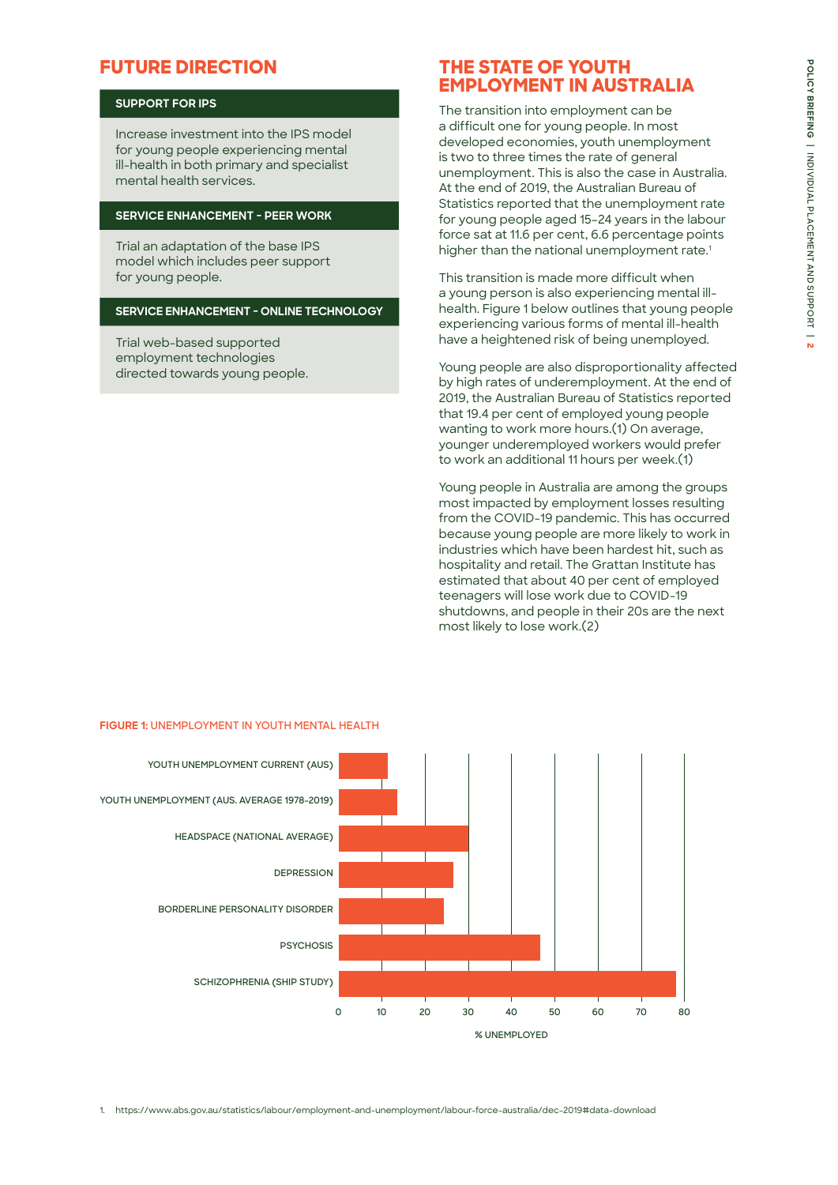## FUTURE DIRECTION

**SUPPORT FOR IPS**

Increase investment into the IPS model for young people experiencing mental ill-health in both primary and specialist mental health services.

**SERVICE ENHANCEMENT - PEER WORK**

Trial an adaptation of the base IPS model which includes peer support for young people.

**SERVICE ENHANCEMENT - ONLINE TECHNOLOGY**

Trial web-based supported employment technologies directed towards young people.

## THE STATE OF YOUTH EMPLOYMENT IN AUSTRALIA

The transition into employment can be a difficult one for young people. In most developed economies, youth unemployment is two to three times the rate of general unemployment. This is also the case in Australia. At the end of 2019, the Australian Bureau of Statistics reported that the unemployment rate for young people aged 15-24 years in the labour force sat at 11.6 per cent, 6.6 percentage points higher than the national unemployment rate.[1]

This transition is made more difficult when a young person is also experiencing mental ill-health. Figure 1 below outlines that young people experiencing various forms of mental ill-health have a heightened risk of being unemployed.

Young people are also disproportionality affected by high rates of underemployment. At the end of 2019, the Australian Bureau of Statistics reported that 19.4 per cent of employed young people wanting to work more hours.(1) On average, younger underemployed workers would prefer to work an additional 11 hours per week.(1)

Young people in Australia are among the groups most impacted by employment losses resulting from the COVID-19 pandemic. This has occurred because young people are more likely to work in industries which have been hardest hit, such as hospitality and retail. The Grattan Institute has estimated that about 40 per cent of employed teenagers will lose work due to COVID-19 shutdowns, and people in their 20s are the next most likely to lose work.(2)

**FIGURE 1:** UNEMPLOYMENT IN YOUTH MENTAL HEALTH

| Category | % Unemployed (approx.) |
|---|---|
| YOUTH UNEMPLOYMENT CURRENT (AUS) | ~11 |
| YOUTH UNEMPLOYMENT (AUS. AVERAGE 1978-2019) | ~13 |
| HEADSPACE (NATIONAL AVERAGE) | ~30 |
| DEPRESSION | ~26 |
| BORDERLINE PERSONALITY DISORDER | ~24 |
| PSYCHOSIS | ~46 |
| SCHIZOPHRENIA (SHIP STUDY) | ~78 |

% UNEMPLOYED

1. https://www.abs.gov.au/statistics/labour/employment-and-unemployment/labour-force-australia/dec-2019#data-download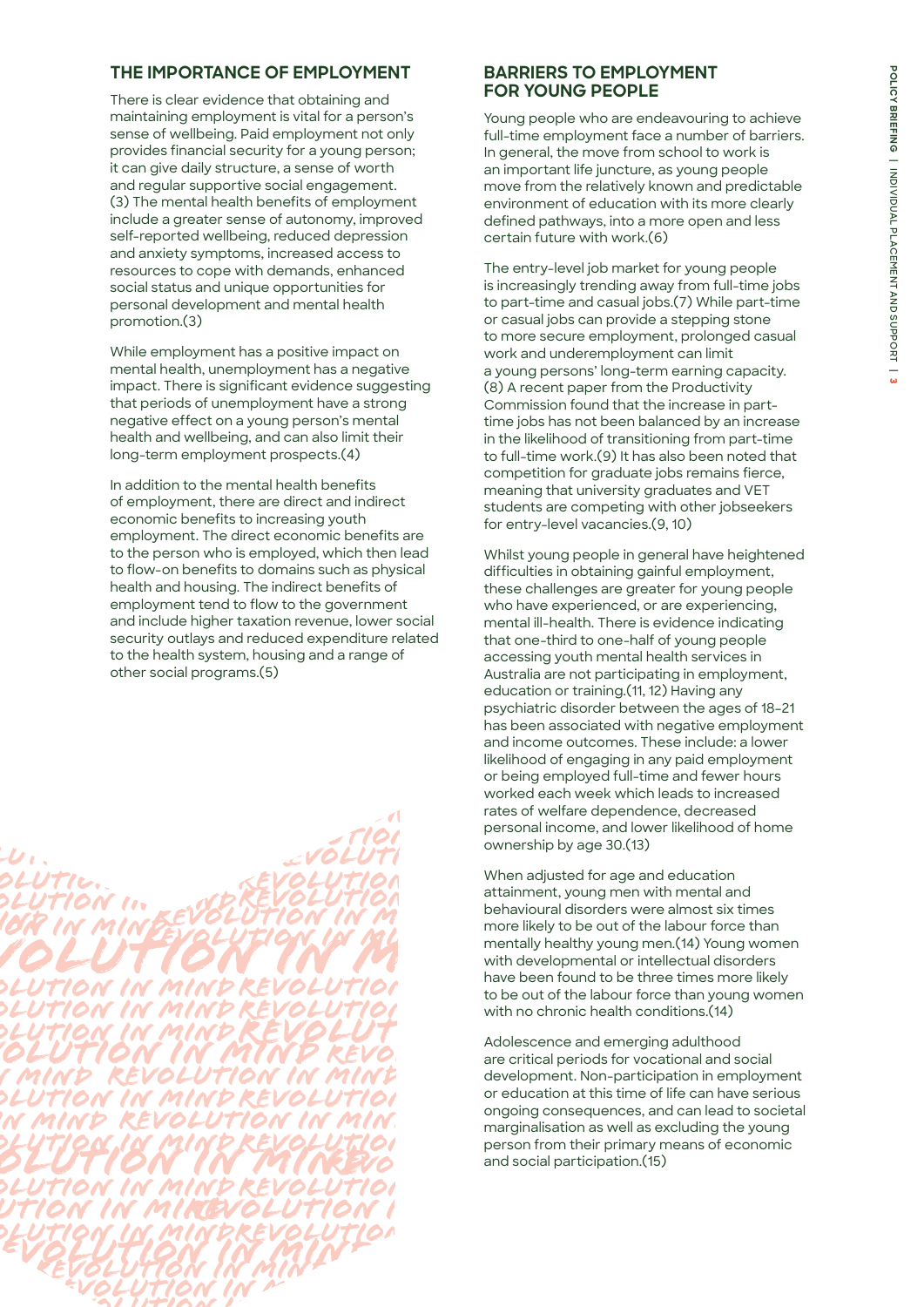## THE IMPORTANCE OF EMPLOYMENT

There is clear evidence that obtaining and maintaining employment is vital for a person's sense of wellbeing. Paid employment not only provides financial security for a young person; it can give daily structure, a sense of worth and regular supportive social engagement.(3) The mental health benefits of employment include a greater sense of autonomy, improved self-reported wellbeing, reduced depression and anxiety symptoms, increased access to resources to cope with demands, enhanced social status and unique opportunities for personal development and mental health promotion.(3)

While employment has a positive impact on mental health, unemployment has a negative impact. There is significant evidence suggesting that periods of unemployment have a strong negative effect on a young person's mental health and wellbeing, and can also limit their long-term employment prospects.(4)

In addition to the mental health benefits of employment, there are direct and indirect economic benefits to increasing youth employment. The direct economic benefits are to the person who is employed, which then lead to flow-on benefits to domains such as physical health and housing. The indirect benefits of employment tend to flow to the government and include higher taxation revenue, lower social security outlays and reduced expenditure related to the health system, housing and a range of other social programs.(5)

## BARRIERS TO EMPLOYMENT FOR YOUNG PEOPLE

Young people who are endeavouring to achieve full-time employment face a number of barriers. In general, the move from school to work is an important life juncture, as young people move from the relatively known and predictable environment of education with its more clearly defined pathways, into a more open and less certain future with work.(6)

The entry-level job market for young people is increasingly trending away from full-time jobs to part-time and casual jobs.(7) While part-time or casual jobs can provide a stepping stone to more secure employment, prolonged casual work and underemployment can limit a young persons' long-term earning capacity.(8) A recent paper from the Productivity Commission found that the increase in part-time jobs has not been balanced by an increase in the likelihood of transitioning from part-time to full-time work.(9) It has also been noted that competition for graduate jobs remains fierce, meaning that university graduates and VET students are competing with other jobseekers for entry-level vacancies.(9, 10)

Whilst young people in general have heightened difficulties in obtaining gainful employment, these challenges are greater for young people who have experienced, or are experiencing, mental ill-health. There is evidence indicating that one-third to one-half of young people accessing youth mental health services in Australia are not participating in employment, education or training.(11, 12) Having any psychiatric disorder between the ages of 18–21 has been associated with negative employment and income outcomes. These include: a lower likelihood of engaging in any paid employment or being employed full-time and fewer hours worked each week which leads to increased rates of welfare dependence, decreased personal income, and lower likelihood of home ownership by age 30.(13)

When adjusted for age and education attainment, young men with mental and behavioural disorders were almost six times more likely to be out of the labour force than mentally healthy young men.(14) Young women with developmental or intellectual disorders have been found to be three times more likely to be out of the labour force than young women with no chronic health conditions.(14)

Adolescence and emerging adulthood are critical periods for vocational and social development. Non-participation in employment or education at this time of life can have serious ongoing consequences, and can lead to societal marginalisation as well as excluding the young person from their primary means of economic and social participation.(15)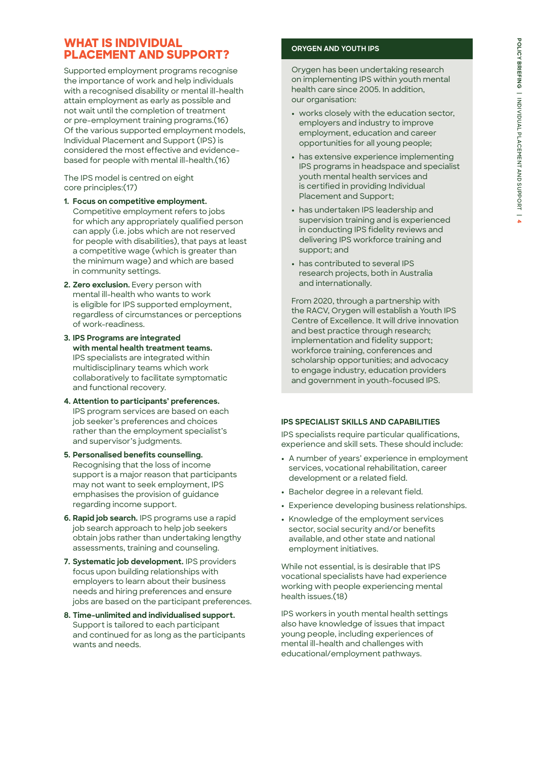## WHAT IS INDIVIDUAL PLACEMENT AND SUPPORT?

Supported employment programs recognise the importance of work and help individuals with a recognised disability or mental ill-health attain employment as early as possible and not wait until the completion of treatment or pre-employment training programs.(16) Of the various supported employment models, Individual Placement and Support (IPS) is considered the most effective and evidence-based for people with mental ill-health.(16)

The IPS model is centred on eight core principles:(17)

1. **Focus on competitive employment.** Competitive employment refers to jobs for which any appropriately qualified person can apply (i.e. jobs which are not reserved for people with disabilities), that pays at least a competitive wage (which is greater than the minimum wage) and which are based in community settings.
2. **Zero exclusion.** Every person with mental ill-health who wants to work is eligible for IPS supported employment, regardless of circumstances or perceptions of work-readiness.
3. **IPS Programs are integrated with mental health treatment teams.** IPS specialists are integrated within multidisciplinary teams which work collaboratively to facilitate symptomatic and functional recovery.
4. **Attention to participants' preferences.** IPS program services are based on each job seeker's preferences and choices rather than the employment specialist's and supervisor's judgments.
5. **Personalised benefits counselling.** Recognising that the loss of income support is a major reason that participants may not want to seek employment, IPS emphasises the provision of guidance regarding income support.
6. **Rapid job search.** IPS programs use a rapid job search approach to help job seekers obtain jobs rather than undertaking lengthy assessments, training and counseling.
7. **Systematic job development.** IPS providers focus upon building relationships with employers to learn about their business needs and hiring preferences and ensure jobs are based on the participant preferences.
8. **Time-unlimited and individualised support.** Support is tailored to each participant and continued for as long as the participants wants and needs.

### ORYGEN AND YOUTH IPS

Orygen has been undertaking research on implementing IPS within youth mental health care since 2005. In addition, our organisation:

- works closely with the education sector, employers and industry to improve employment, education and career opportunities for all young people;
- has extensive experience implementing IPS programs in headspace and specialist youth mental health services and is certified in providing Individual Placement and Support;
- has undertaken IPS leadership and supervision training and is experienced in conducting IPS fidelity reviews and delivering IPS workforce training and support; and
- has contributed to several IPS research projects, both in Australia and internationally.

From 2020, through a partnership with the RACV, Orygen will establish a Youth IPS Centre of Excellence. It will drive innovation and best practice through research; implementation and fidelity support; workforce training, conferences and scholarship opportunities; and advocacy to engage industry, education providers and government in youth-focused IPS.

### IPS SPECIALIST SKILLS AND CAPABILITIES

IPS specialists require particular qualifications, experience and skill sets. These should include:

- A number of years' experience in employment services, vocational rehabilitation, career development or a related field.
- Bachelor degree in a relevant field.
- Experience developing business relationships.
- Knowledge of the employment services sector, social security and/or benefits available, and other state and national employment initiatives.

While not essential, is is desirable that IPS vocational specialists have had experience working with people experiencing mental health issues.(18)

IPS workers in youth mental health settings also have knowledge of issues that impact young people, including experiences of mental ill-health and challenges with educational/employment pathways.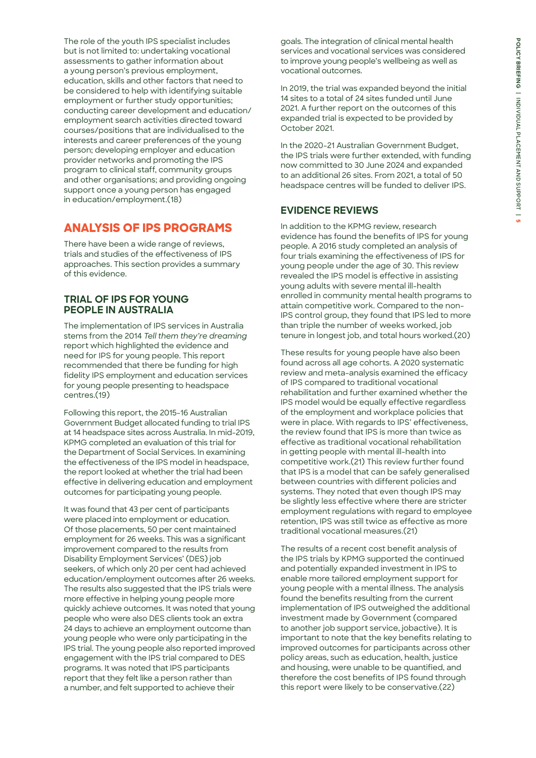The role of the youth IPS specialist includes but is not limited to: undertaking vocational assessments to gather information about a young person's previous employment, education, skills and other factors that need to be considered to help with identifying suitable employment or further study opportunities; conducting career development and education/employment search activities directed toward courses/positions that are individualised to the interests and career preferences of the young person; developing employer and education provider networks and promoting the IPS program to clinical staff, community groups and other organisations; and providing ongoing support once a young person has engaged in education/employment.(18)

## ANALYSIS OF IPS PROGRAMS

There have been a wide range of reviews, trials and studies of the effectiveness of IPS approaches. This section provides a summary of this evidence.

### TRIAL OF IPS FOR YOUNG PEOPLE IN AUSTRALIA

The implementation of IPS services in Australia stems from the 2014 *Tell them they're dreaming* report which highlighted the evidence and need for IPS for young people. This report recommended that there be funding for high fidelity IPS employment and education services for young people presenting to headspace centres.(19)

Following this report, the 2015-16 Australian Government Budget allocated funding to trial IPS at 14 headspace sites across Australia. In mid-2019, KPMG completed an evaluation of this trial for the Department of Social Services. In examining the effectiveness of the IPS model in headspace, the report looked at whether the trial had been effective in delivering education and employment outcomes for participating young people.

It was found that 43 per cent of participants were placed into employment or education. Of those placements, 50 per cent maintained employment for 26 weeks. This was a significant improvement compared to the results from Disability Employment Services' (DES) job seekers, of which only 20 per cent had achieved education/employment outcomes after 26 weeks. The results also suggested that the IPS trials were more effective in helping young people more quickly achieve outcomes. It was noted that young people who were also DES clients took an extra 24 days to achieve an employment outcome than young people who were only participating in the IPS trial. The young people also reported improved engagement with the IPS trial compared to DES programs. It was noted that IPS participants report that they felt like a person rather than a number, and felt supported to achieve their goals. The integration of clinical mental health services and vocational services was considered to improve young people's wellbeing as well as vocational outcomes.

In 2019, the trial was expanded beyond the initial 14 sites to a total of 24 sites funded until June 2021. A further report on the outcomes of this expanded trial is expected to be provided by October 2021.

In the 2020-21 Australian Government Budget, the IPS trials were further extended, with funding now committed to 30 June 2024 and expanded to an additional 26 sites. From 2021, a total of 50 headspace centres will be funded to deliver IPS.

### EVIDENCE REVIEWS

In addition to the KPMG review, research evidence has found the benefits of IPS for young people. A 2016 study completed an analysis of four trials examining the effectiveness of IPS for young people under the age of 30. This review revealed the IPS model is effective in assisting young adults with severe mental ill-health enrolled in community mental health programs to attain competitive work. Compared to the non-IPS control group, they found that IPS led to more than triple the number of weeks worked, job tenure in longest job, and total hours worked.(20)

These results for young people have also been found across all age cohorts. A 2020 systematic review and meta-analysis examined the efficacy of IPS compared to traditional vocational rehabilitation and further examined whether the IPS model would be equally effective regardless of the employment and workplace policies that were in place. With regards to IPS' effectiveness, the review found that IPS is more than twice as effective as traditional vocational rehabilitation in getting people with mental ill-health into competitive work.(21) This review further found that IPS is a model that can be safely generalised between countries with different policies and systems. They noted that even though IPS may be slightly less effective where there are stricter employment regulations with regard to employee retention, IPS was still twice as effective as more traditional vocational measures.(21)

The results of a recent cost benefit analysis of the IPS trials by KPMG supported the continued and potentially expanded investment in IPS to enable more tailored employment support for young people with a mental illness. The analysis found the benefits resulting from the current implementation of IPS outweighed the additional investment made by Government (compared to another job support service, jobactive). It is important to note that the key benefits relating to improved outcomes for participants across other policy areas, such as education, health, justice and housing, were unable to be quantified, and therefore the cost benefits of IPS found through this report were likely to be conservative.(22)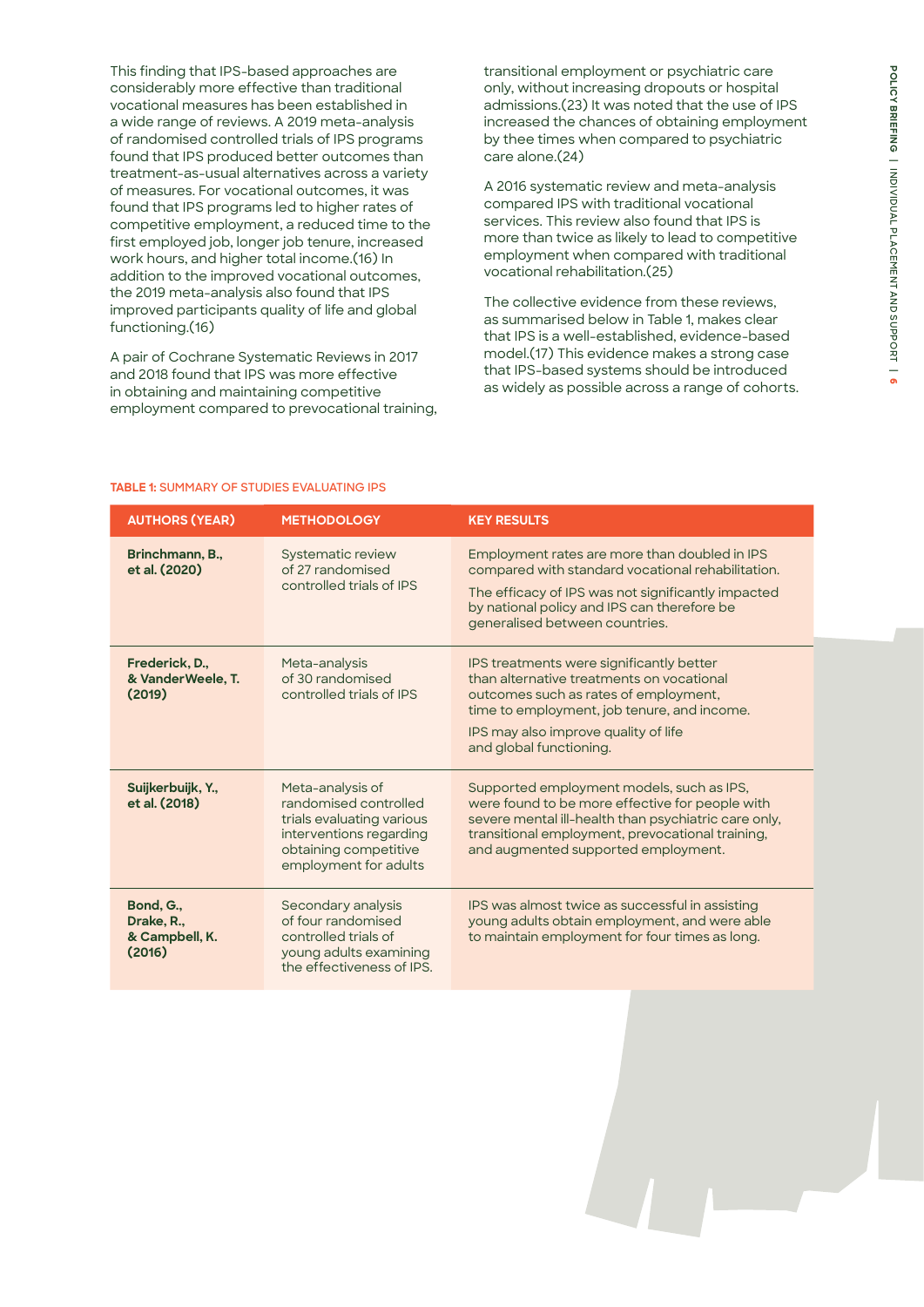This finding that IPS-based approaches are considerably more effective than traditional vocational measures has been established in a wide range of reviews. A 2019 meta-analysis of randomised controlled trials of IPS programs found that IPS produced better outcomes than treatment-as-usual alternatives across a variety of measures. For vocational outcomes, it was found that IPS programs led to higher rates of competitive employment, a reduced time to the first employed job, longer job tenure, increased work hours, and higher total income.(16) In addition to the improved vocational outcomes, the 2019 meta-analysis also found that IPS improved participants quality of life and global functioning.(16)

A pair of Cochrane Systematic Reviews in 2017 and 2018 found that IPS was more effective in obtaining and maintaining competitive employment compared to prevocational training, transitional employment or psychiatric care only, without increasing dropouts or hospital admissions.(23) It was noted that the use of IPS increased the chances of obtaining employment by thee times when compared to psychiatric care alone.(24)

A 2016 systematic review and meta-analysis compared IPS with traditional vocational services. This review also found that IPS is more than twice as likely to lead to competitive employment when compared with traditional vocational rehabilitation.(25)

The collective evidence from these reviews, as summarised below in Table 1, makes clear that IPS is a well-established, evidence-based model.(17) This evidence makes a strong case that IPS-based systems should be introduced as widely as possible across a range of cohorts.

**TABLE 1:** SUMMARY OF STUDIES EVALUATING IPS

| AUTHORS (YEAR) | METHODOLOGY | KEY RESULTS |
| --- | --- | --- |
| **Brinchmann, B., et al. (2020)** | Systematic review of 27 randomised controlled trials of IPS | Employment rates are more than doubled in IPS compared with standard vocational rehabilitation. The efficacy of IPS was not significantly impacted by national policy and IPS can therefore be generalised between countries. |
| **Frederick, D., & VanderWeele, T. (2019)** | Meta-analysis of 30 randomised controlled trials of IPS | IPS treatments were significantly better than alternative treatments on vocational outcomes such as rates of employment, time to employment, job tenure, and income. IPS may also improve quality of life and global functioning. |
| **Suijkerbuijk, Y., et al. (2018)** | Meta-analysis of randomised controlled trials evaluating various interventions regarding obtaining competitive employment for adults | Supported employment models, such as IPS, were found to be more effective for people with severe mental ill-health than psychiatric care only, transitional employment, prevocational training, and augmented supported employment. |
| **Bond, G., Drake, R., & Campbell, K. (2016)** | Secondary analysis of four randomised controlled trials of young adults examining the effectiveness of IPS. | IPS was almost twice as successful in assisting young adults obtain employment, and were able to maintain employment for four times as long. |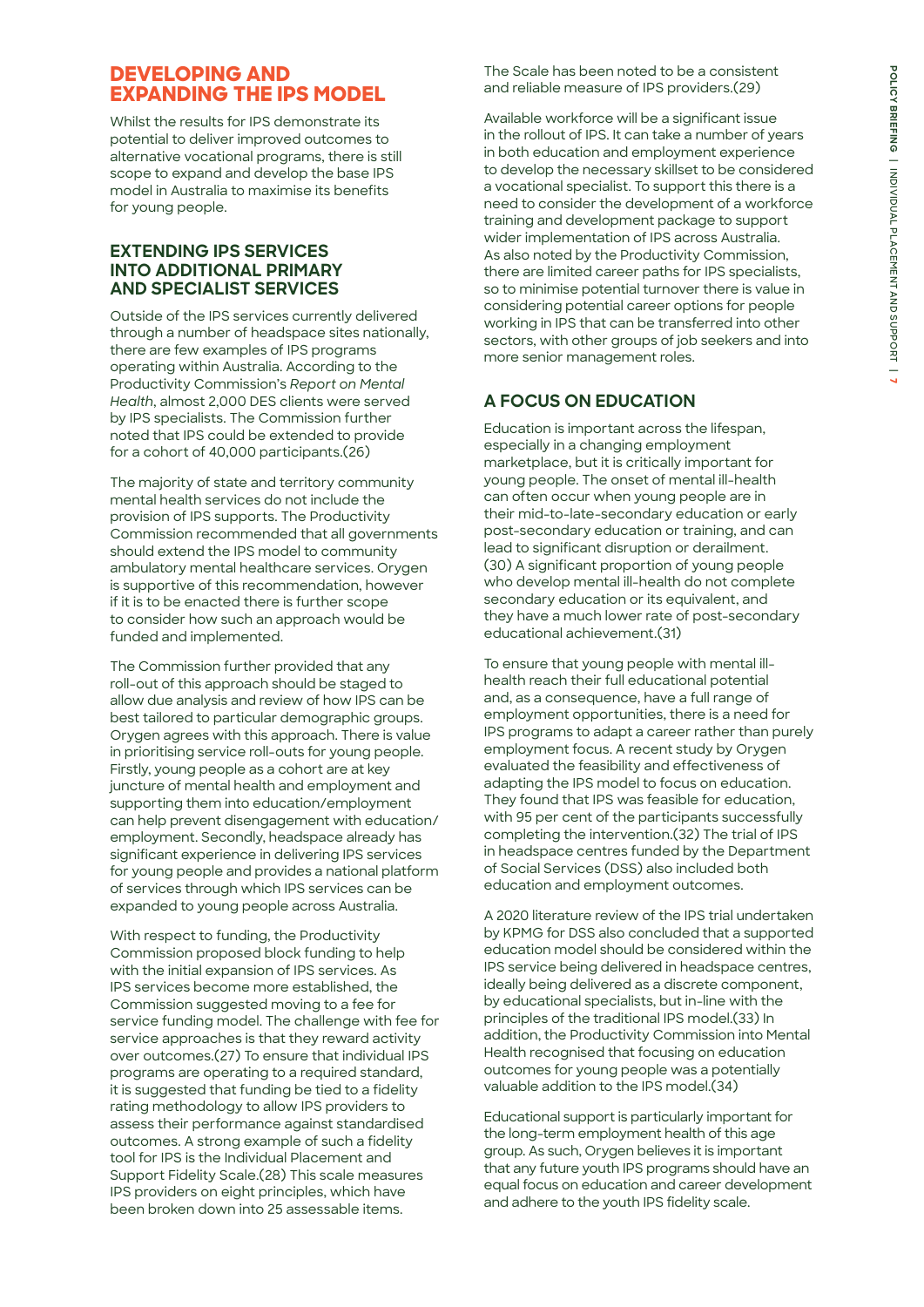## DEVELOPING AND EXPANDING THE IPS MODEL

Whilst the results for IPS demonstrate its potential to deliver improved outcomes to alternative vocational programs, there is still scope to expand and develop the base IPS model in Australia to maximise its benefits for young people.

### EXTENDING IPS SERVICES INTO ADDITIONAL PRIMARY AND SPECIALIST SERVICES

Outside of the IPS services currently delivered through a number of headspace sites nationally, there are few examples of IPS programs operating within Australia. According to the Productivity Commission's *Report on Mental Health*, almost 2,000 DES clients were served by IPS specialists. The Commission further noted that IPS could be extended to provide for a cohort of 40,000 participants.(26)

The majority of state and territory community mental health services do not include the provision of IPS supports. The Productivity Commission recommended that all governments should extend the IPS model to community ambulatory mental healthcare services. Orygen is supportive of this recommendation, however if it is to be enacted there is further scope to consider how such an approach would be funded and implemented.

The Commission further provided that any roll-out of this approach should be staged to allow due analysis and review of how IPS can be best tailored to particular demographic groups. Orygen agrees with this approach. There is value in prioritising service roll-outs for young people. Firstly, young people as a cohort are at key juncture of mental health and employment and supporting them into education/employment can help prevent disengagement with education/employment. Secondly, headspace already has significant experience in delivering IPS services for young people and provides a national platform of services through which IPS services can be expanded to young people across Australia.

With respect to funding, the Productivity Commission proposed block funding to help with the initial expansion of IPS services. As IPS services become more established, the Commission suggested moving to a fee for service funding model. The challenge with fee for service approaches is that they reward activity over outcomes.(27) To ensure that individual IPS programs are operating to a required standard, it is suggested that funding be tied to a fidelity rating methodology to allow IPS providers to assess their performance against standardised outcomes. A strong example of such a fidelity tool for IPS is the Individual Placement and Support Fidelity Scale.(28) This scale measures IPS providers on eight principles, which have been broken down into 25 assessable items. The Scale has been noted to be a consistent and reliable measure of IPS providers.(29)

Available workforce will be a significant issue in the rollout of IPS. It can take a number of years in both education and employment experience to develop the necessary skillset to be considered a vocational specialist. To support this there is a need to consider the development of a workforce training and development package to support wider implementation of IPS across Australia. As also noted by the Productivity Commission, there are limited career paths for IPS specialists, so to minimise potential turnover there is value in considering potential career options for people working in IPS that can be transferred into other sectors, with other groups of job seekers and into more senior management roles.

### A FOCUS ON EDUCATION

Education is important across the lifespan, especially in a changing employment marketplace, but it is critically important for young people. The onset of mental ill-health can often occur when young people are in their mid-to-late-secondary education or early post-secondary education or training, and can lead to significant disruption or derailment. (30) A significant proportion of young people who develop mental ill-health do not complete secondary education or its equivalent, and they have a much lower rate of post-secondary educational achievement.(31)

To ensure that young people with mental ill-health reach their full educational potential and, as a consequence, have a full range of employment opportunities, there is a need for IPS programs to adapt a career rather than purely employment focus. A recent study by Orygen evaluated the feasibility and effectiveness of adapting the IPS model to focus on education. They found that IPS was feasible for education, with 95 per cent of the participants successfully completing the intervention.(32) The trial of IPS in headspace centres funded by the Department of Social Services (DSS) also included both education and employment outcomes.

A 2020 literature review of the IPS trial undertaken by KPMG for DSS also concluded that a supported education model should be considered within the IPS service being delivered in headspace centres, ideally being delivered as a discrete component, by educational specialists, but in-line with the principles of the traditional IPS model.(33) In addition, the Productivity Commission into Mental Health recognised that focusing on education outcomes for young people was a potentially valuable addition to the IPS model.(34)

Educational support is particularly important for the long-term employment health of this age group. As such, Orygen believes it is important that any future youth IPS programs should have an equal focus on education and career development and adhere to the youth IPS fidelity scale.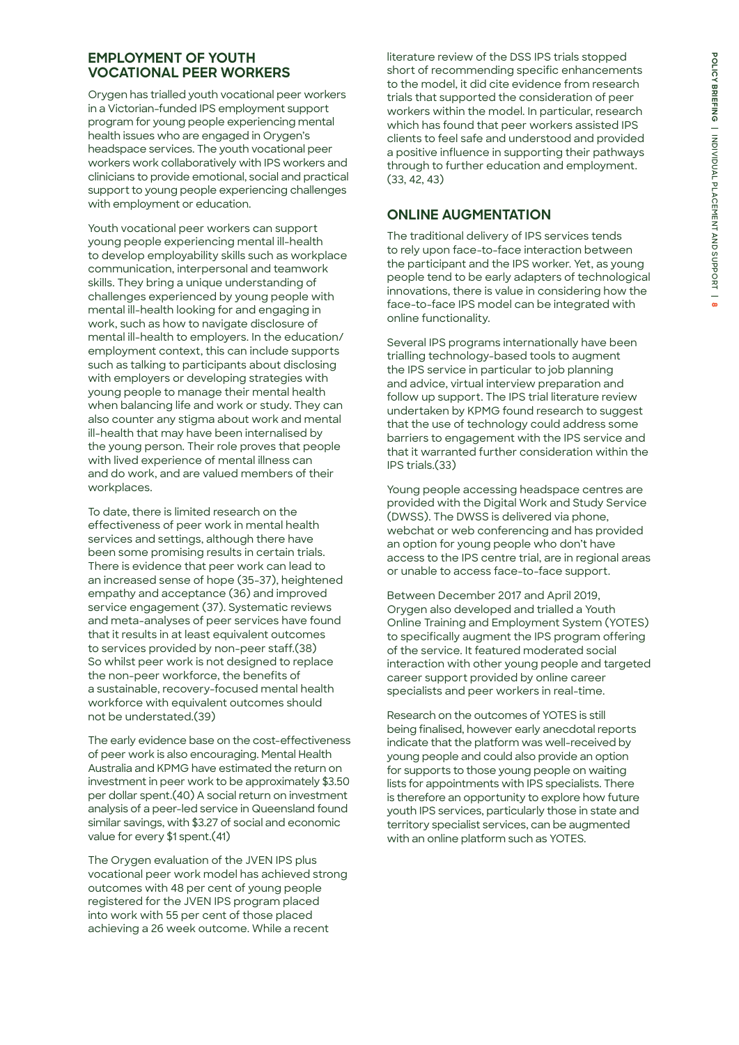## EMPLOYMENT OF YOUTH VOCATIONAL PEER WORKERS

Orygen has trialled youth vocational peer workers in a Victorian-funded IPS employment support program for young people experiencing mental health issues who are engaged in Orygen's headspace services. The youth vocational peer workers work collaboratively with IPS workers and clinicians to provide emotional, social and practical support to young people experiencing challenges with employment or education.

Youth vocational peer workers can support young people experiencing mental ill-health to develop employability skills such as workplace communication, interpersonal and teamwork skills. They bring a unique understanding of challenges experienced by young people with mental ill-health looking for and engaging in work, such as how to navigate disclosure of mental ill-health to employers. In the education/employment context, this can include supports such as talking to participants about disclosing with employers or developing strategies with young people to manage their mental health when balancing life and work or study. They can also counter any stigma about work and mental ill-health that may have been internalised by the young person. Their role proves that people with lived experience of mental illness can and do work, and are valued members of their workplaces.

To date, there is limited research on the effectiveness of peer work in mental health services and settings, although there have been some promising results in certain trials. There is evidence that peer work can lead to an increased sense of hope (35-37), heightened empathy and acceptance (36) and improved service engagement (37). Systematic reviews and meta-analyses of peer services have found that it results in at least equivalent outcomes to services provided by non-peer staff.(38) So whilst peer work is not designed to replace the non-peer workforce, the benefits of a sustainable, recovery-focused mental health workforce with equivalent outcomes should not be understated.(39)

The early evidence base on the cost-effectiveness of peer work is also encouraging. Mental Health Australia and KPMG have estimated the return on investment in peer work to be approximately $3.50 per dollar spent.(40) A social return on investment analysis of a peer-led service in Queensland found similar savings, with $3.27 of social and economic value for every $1 spent.(41)

The Orygen evaluation of the JVEN IPS plus vocational peer work model has achieved strong outcomes with 48 per cent of young people registered for the JVEN IPS program placed into work with 55 per cent of those placed achieving a 26 week outcome. While a recent literature review of the DSS IPS trials stopped short of recommending specific enhancements to the model, it did cite evidence from research trials that supported the consideration of peer workers within the model. In particular, research which has found that peer workers assisted IPS clients to feel safe and understood and provided a positive influence in supporting their pathways through to further education and employment. (33, 42, 43)

## ONLINE AUGMENTATION

The traditional delivery of IPS services tends to rely upon face-to-face interaction between the participant and the IPS worker. Yet, as young people tend to be early adapters of technological innovations, there is value in considering how the face-to-face IPS model can be integrated with online functionality.

Several IPS programs internationally have been trialling technology-based tools to augment the IPS service in particular to job planning and advice, virtual interview preparation and follow up support. The IPS trial literature review undertaken by KPMG found research to suggest that the use of technology could address some barriers to engagement with the IPS service and that it warranted further consideration within the IPS trials.(33)

Young people accessing headspace centres are provided with the Digital Work and Study Service (DWSS). The DWSS is delivered via phone, webchat or web conferencing and has provided an option for young people who don't have access to the IPS centre trial, are in regional areas or unable to access face-to-face support.

Between December 2017 and April 2019, Orygen also developed and trialled a Youth Online Training and Employment System (YOTES) to specifically augment the IPS program offering of the service. It featured moderated social interaction with other young people and targeted career support provided by online career specialists and peer workers in real-time.

Research on the outcomes of YOTES is still being finalised, however early anecdotal reports indicate that the platform was well-received by young people and could also provide an option for supports to those young people on waiting lists for appointments with IPS specialists. There is therefore an opportunity to explore how future youth IPS services, particularly those in state and territory specialist services, can be augmented with an online platform such as YOTES.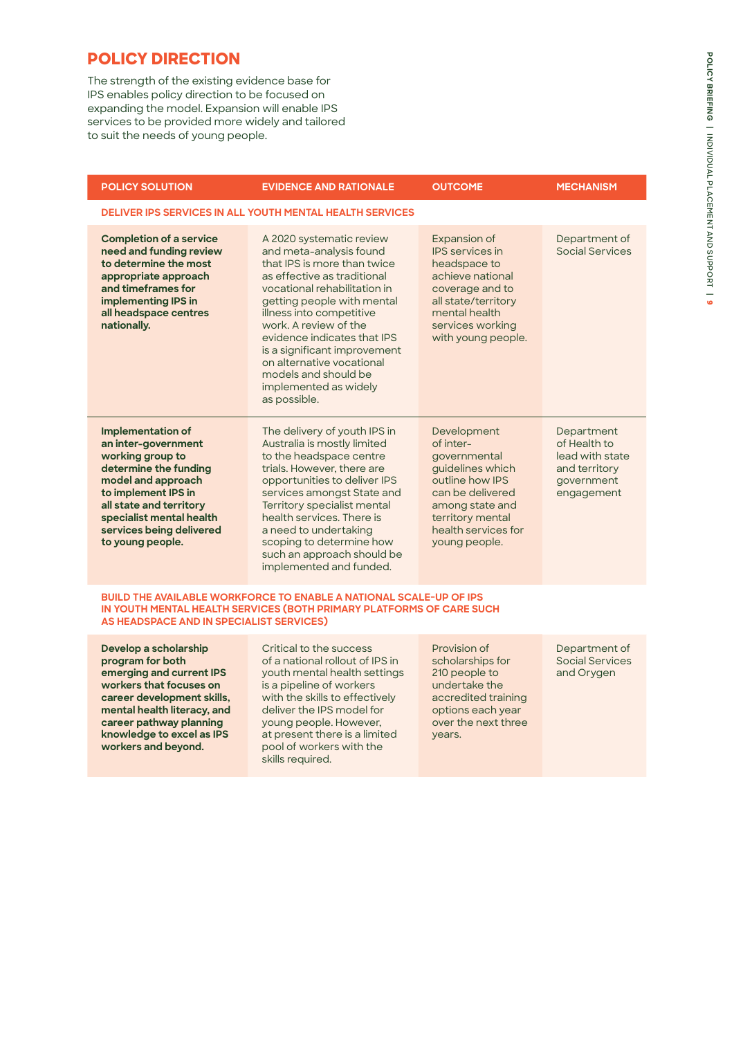## POLICY DIRECTION

The strength of the existing evidence base for IPS enables policy direction to be focused on expanding the model. Expansion will enable IPS services to be provided more widely and tailored to suit the needs of young people.

| POLICY SOLUTION | EVIDENCE AND RATIONALE | OUTCOME | MECHANISM |
|---|---|---|---|
| **DELIVER IPS SERVICES IN ALL YOUTH MENTAL HEALTH SERVICES** | | | |
| **Completion of a service need and funding review to determine the most appropriate approach and timeframes for implementing IPS in all headspace centres nationally.** | A 2020 systematic review and meta-analysis found that IPS is more than twice as effective as traditional vocational rehabilitation in getting people with mental illness into competitive work. A review of the evidence indicates that IPS is a significant improvement on alternative vocational models and should be implemented as widely as possible. | Expansion of IPS services in headspace to achieve national coverage and to all state/territory mental health services working with young people. | Department of Social Services |
| **Implementation of an inter-government working group to determine the funding model and approach to implement IPS in all state and territory specialist mental health services being delivered to young people.** | The delivery of youth IPS in Australia is mostly limited to the headspace centre trials. However, there are opportunities to deliver IPS services amongst State and Territory specialist mental health services. There is a need to undertaking scoping to determine how such an approach should be implemented and funded. | Development of inter-governmental guidelines which outline how IPS can be delivered among state and territory mental health services for young people. | Department of Health to lead with state and territory government engagement |
| **BUILD THE AVAILABLE WORKFORCE TO ENABLE A NATIONAL SCALE-UP OF IPS IN YOUTH MENTAL HEALTH SERVICES (BOTH PRIMARY PLATFORMS OF CARE SUCH AS HEADSPACE AND IN SPECIALIST SERVICES)** | | | |
| **Develop a scholarship program for both emerging and current IPS workers that focuses on career development skills, mental health literacy, and career pathway planning knowledge to excel as IPS workers and beyond.** | Critical to the success of a national rollout of IPS in youth mental health settings is a pipeline of workers with the skills to effectively deliver the IPS model for young people. However, at present there is a limited pool of workers with the skills required. | Provision of scholarships for 210 people to undertake the accredited training options each year over the next three years. | Department of Social Services and Orygen |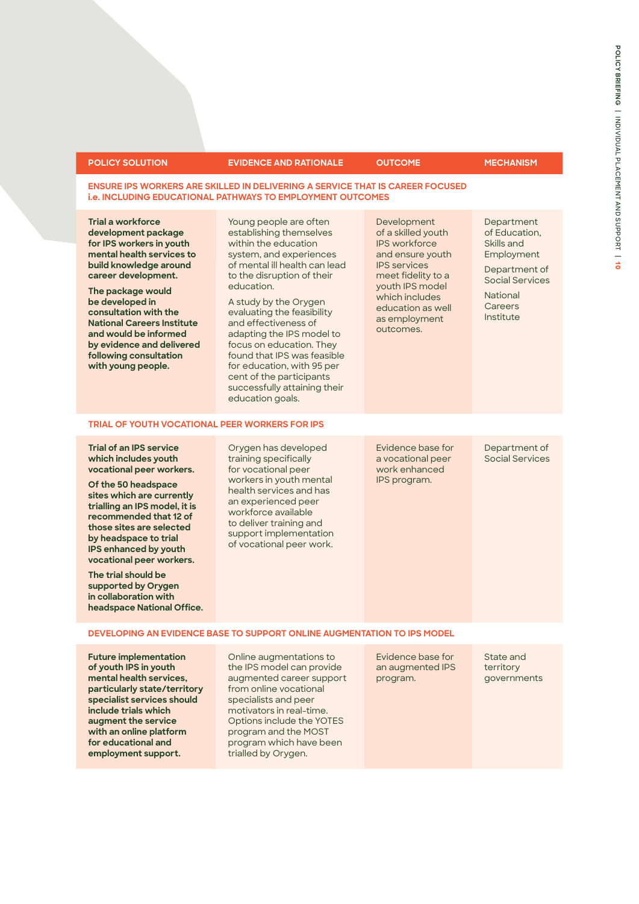| POLICY SOLUTION | EVIDENCE AND RATIONALE | OUTCOME | MECHANISM |
| --- | --- | --- | --- |
| **ENSURE IPS WORKERS ARE SKILLED IN DELIVERING A SERVICE THAT IS CAREER FOCUSED i.e. INCLUDING EDUCATIONAL PATHWAYS TO EMPLOYMENT OUTCOMES** | | | |
| **Trial a workforce development package for IPS workers in youth mental health services to build knowledge around career development.** **The package would be developed in consultation with the National Careers Institute and would be informed by evidence and delivered following consultation with young people.** | Young people are often establishing themselves within the education system, and experiences of mental ill health can lead to the disruption of their education. A study by the Orygen evaluating the feasibility and effectiveness of adapting the IPS model to focus on education. They found that IPS was feasible for education, with 95 per cent of the participants successfully attaining their education goals. | Development of a skilled youth IPS workforce and ensure youth IPS services meet fidelity to a youth IPS model which includes education as well as employment outcomes. | Department of Education, Skills and Employment; Department of Social Services; National Careers Institute |
| **TRIAL OF YOUTH VOCATIONAL PEER WORKERS FOR IPS** | | | |
| **Trial of an IPS service which includes youth vocational peer workers.** **Of the 50 headspace sites which are currently trialling an IPS model, it is recommended that 12 of those sites are selected by headspace to trial IPS enhanced by youth vocational peer workers.** **The trial should be supported by Orygen in collaboration with headspace National Office.** | Orygen has developed training specifically for vocational peer workers in youth mental health services and has an experienced peer workforce available to deliver training and support implementation of vocational peer work. | Evidence base for a vocational peer work enhanced IPS program. | Department of Social Services |
| **DEVELOPING AN EVIDENCE BASE TO SUPPORT ONLINE AUGMENTATION TO IPS MODEL** | | | |
| **Future implementation of youth IPS in youth mental health services, particularly state/territory specialist services should include trials which augment the service with an online platform for educational and employment support.** | Online augmentations to the IPS model can provide augmented career support from online vocational specialists and peer motivators in real-time. Options include the YOTES program and the MOST program which have been trialled by Orygen. | Evidence base for an augmented IPS program. | State and territory governments |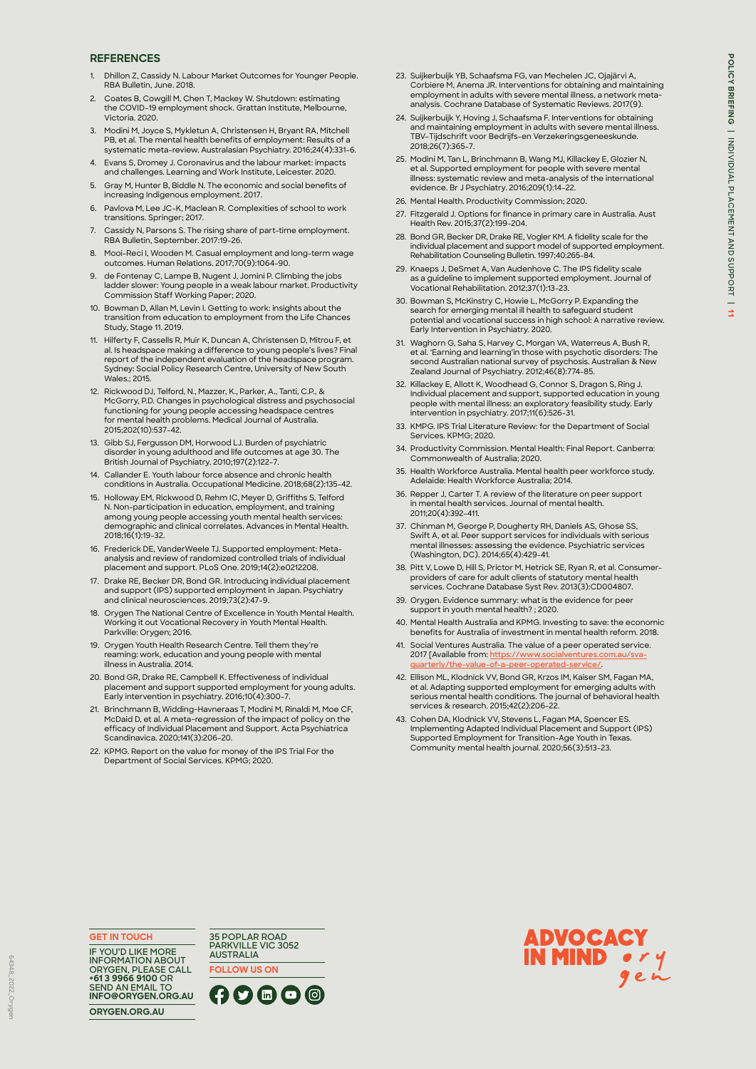## REFERENCES

1. Dhillon Z, Cassidy N. Labour Market Outcomes for Younger People. RBA Bulletin, June. 2018.
2. Coates B, Cowgill M, Chen T, Mackey W. Shutdown: estimating the COVID-19 employment shock. Grattan Institute, Melbourne, Victoria. 2020.
3. Modini M, Joyce S, Mykletun A, Christensen H, Bryant RA, Mitchell PB, et al. The mental health benefits of employment: Results of a systematic meta-review. Australasian Psychiatry. 2016;24(4):331-6.
4. Evans S, Dromey J. Coronavirus and the labour market: impacts and challenges. Learning and Work Institute, Leicester. 2020.
5. Gray M, Hunter B, Biddle N. The economic and social benefits of increasing Indigenous employment. 2017.
6. Pavlova M, Lee JC-K, Maclean R. Complexities of school to work transitions. Springer; 2017.
7. Cassidy N, Parsons S. The rising share of part-time employment. RBA Bulletin, September. 2017:19-26.
8. Mooi-Reci I, Wooden M. Casual employment and long-term wage outcomes. Human Relations. 2017;70(9):1064-90.
9. de Fontenay C, Lampe B, Nugent J, Jomini P. Climbing the jobs ladder slower: Young people in a weak labour market. Productivity Commission Staff Working Paper; 2020.
10. Bowman D, Allan M, Levin I. Getting to work: insights about the transition from education to employment from the Life Chances Study, Stage 11. 2019.
11. Hilferty F, Cassells R, Muir K, Duncan A, Christensen D, Mitrou F, et al. Is headspace making a difference to young people's lives? Final report of the independent evaluation of the headspace program. Sydney: Social Policy Research Centre, University of New South Wales.; 2015.
12. Rickwood DJ, Telford, N., Mazzer, K., Parker, A., Tanti, C.P., & McGorry, P.D. Changes in psychological distress and psychosocial functioning for young people accessing headspace centres for mental health problems. Medical Journal of Australia. 2015;202(10):537-42.
13. Gibb SJ, Fergusson DM, Horwood LJ. Burden of psychiatric disorder in young adulthood and life outcomes at age 30. The British Journal of Psychiatry. 2010;197(2):122-7.
14. Callander E. Youth labour force absence and chronic health conditions in Australia. Occupational Medicine. 2018;68(2):135-42.
15. Holloway EM, Rickwood D, Rehm IC, Meyer D, Griffiths S, Telford N. Non-participation in education, employment, and training among young people accessing youth mental health services: demographic and clinical correlates. Advances in Mental Health. 2018;16(1):19-32.
16. Frederick DE, VanderWeele TJ. Supported employment: Meta-analysis and review of randomized controlled trials of individual placement and support. PLoS One. 2019;14(2):e0212208.
17. Drake RE, Becker DR, Bond GR. Introducing individual placement and support (IPS) supported employment in Japan. Psychiatry and clinical neurosciences. 2019;73(2):47-9.
18. Orygen The National Centre of Excellence in Youth Mental Health. Working it out Vocational Recovery in Youth Mental Health. Parkville: Orygen; 2016.
19. Orygen Youth Health Research Centre. Tell them they're reaming: work, education and young people with mental illness in Australia. 2014.
20. Bond GR, Drake RE, Campbell K. Effectiveness of individual placement and support supported employment for young adults. Early intervention in psychiatry. 2016;10(4):300-7.
21. Brinchmann B, Widding-Havneraas T, Modini M, Rinaldi M, Moe CF, McDaid D, et al. A meta-regression of the impact of policy on the efficacy of Individual Placement and Support. Acta Psychiatrica Scandinavica. 2020;141(3):206-20.
22. KPMG. Report on the value for money of the IPS Trial For the Department of Social Services. KPMG; 2020.
23. Suijkerbuijk YB, Schaafsma FG, van Mechelen JC, Ojajärvi A, Corbiere M, Anema JR. Interventions for obtaining and maintaining employment in adults with severe mental illness, a network meta-analysis. Cochrane Database of Systematic Reviews. 2017(9).
24. Suijkerbuijk Y, Hoving J, Schaafsma F. Interventions for obtaining and maintaining employment in adults with severe mental illness. TBV-Tijdschrift voor Bedrijfs-en Verzekeringsgeneeskunde. 2018;26(7):365-7.
25. Modini M, Tan L, Brinchmann B, Wang MJ, Killackey E, Glozier N, et al. Supported employment for people with severe mental illness: systematic review and meta-analysis of the international evidence. Br J Psychiatry. 2016;209(1):14-22.
26. Mental Health. Productivity Commission; 2020.
27. Fitzgerald J. Options for finance in primary care in Australia. Aust Health Rev. 2015;37(2):199-204.
28. Bond GR, Becker DR, Drake RE, Vogler KM. A fidelity scale for the individual placement and support model of supported employment. Rehabilitation Counseling Bulletin. 1997;40:265-84.
29. Knaeps J, DeSmet A, Van Audenhove C. The IPS fidelity scale as a guideline to implement supported employment. Journal of Vocational Rehabilitation. 2012;37(1):13-23.
30. Bowman S, McKinstry C, Howie L, McGorry P. Expanding the search for emerging mental ill health to safeguard student potential and vocational success in high school: A narrative review. Early Intervention in Psychiatry. 2020.
31. Waghorn G, Saha S, Harvey C, Morgan VA, Waterreus A, Bush R, et al. 'Earning and learning'in those with psychotic disorders: The second Australian national survey of psychosis. Australian & New Zealand Journal of Psychiatry. 2012;46(8):774-85.
32. Killackey E, Allott K, Woodhead G, Connor S, Dragon S, Ring J. Individual placement and support, supported education in young people with mental illness: an exploratory feasibility study. Early intervention in psychiatry. 2017;11(6):526-31.
33. KMPG. IPS Trial Literature Review: for the Department of Social Services. KPMG; 2020.
34. Productivity Commission. Mental Health: Final Report. Canberra: Commonwealth of Australia; 2020.
35. Health Workforce Australia. Mental health peer workforce study. Adelaide: Health Workforce Australia; 2014.
36. Repper J, Carter T. A review of the literature on peer support in mental health services. Journal of mental health. 2011;20(4):392-411.
37. Chinman M, George P, Dougherty RH, Daniels AS, Ghose SS, Swift A, et al. Peer support services for individuals with serious mental illnesses: assessing the evidence. Psychiatric services (Washington, DC). 2014;65(4):429-41.
38. Pitt V, Lowe D, Hill S, Prictor M, Hetrick SE, Ryan R, et al. Consumer-providers of care for adult clients of statutory mental health services. Cochrane Database Syst Rev. 2013(3):CD004807.
39. Orygen. Evidence summary: what is the evidence for peer support in youth mental health? ; 2020.
40. Mental Health Australia and KPMG. Investing to save: the economic benefits for Australia of investment in mental health reform. 2018.
41. Social Ventures Australia. The value of a peer operated service. 2017 [Available from: https://www.socialventures.com.au/sva-quarterly/the-value-of-a-peer-operated-service/.
42. Ellison ML, Klodnick VV, Bond GR, Krzos IM, Kaiser SM, Fagan MA, et al. Adapting supported employment for emerging adults with serious mental health conditions. The journal of behavioral health services & research. 2015;42(2):206-22.
43. Cohen DA, Klodnick VV, Stevens L, Fagan MA, Spencer ES. Implementing Adapted Individual Placement and Support (IPS) Supported Employment for Transition-Age Youth in Texas. Community mental health journal. 2020;56(3):513-23.

**GET IN TOUCH**

IF YOU'D LIKE MORE INFORMATION ABOUT ORYGEN, PLEASE CALL **+61 3 9966 9100** OR SEND AN EMAIL TO **INFO@ORYGEN.ORG.AU**

**ORYGEN.ORG.AU**

35 POPLAR ROAD
PARKVILLE VIC 3052
AUSTRALIA

**FOLLOW US ON**

ADVOCACY IN MIND orygen

64348_2022_Orygen